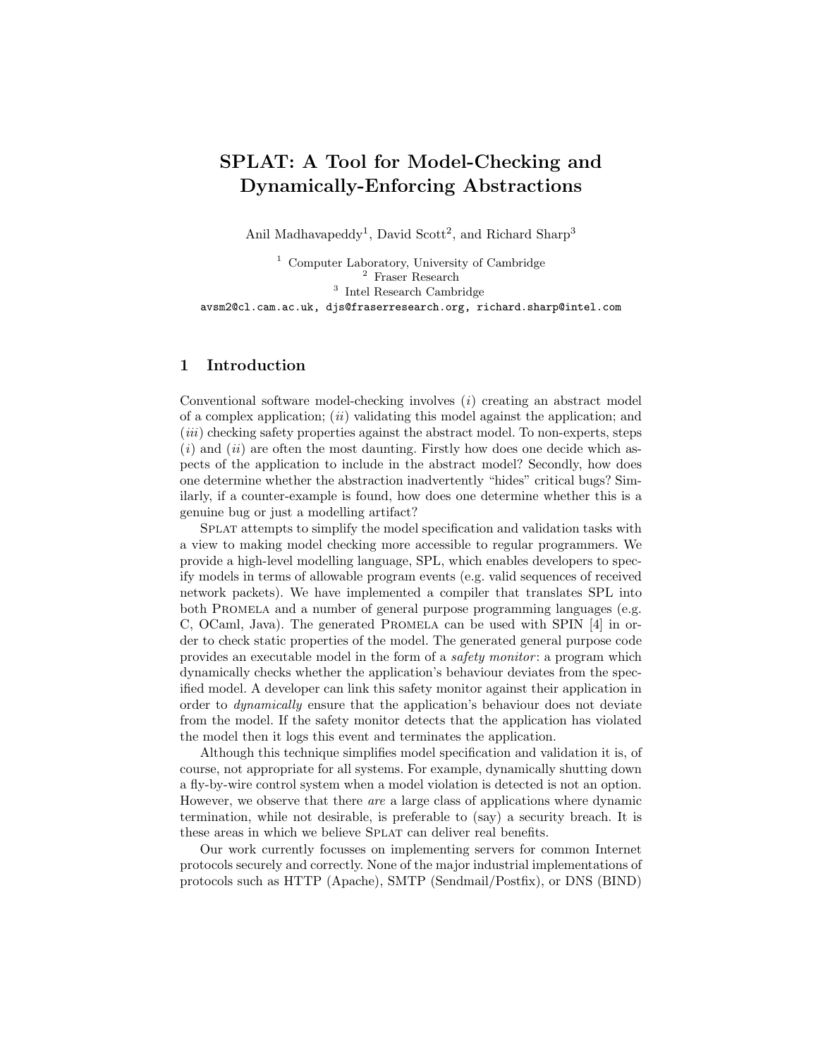# SPLAT: A Tool for Model-Checking and Dynamically-Enforcing Abstractions

Anil Madhavapeddy[1], David Scott[2], and Richard Sharp[3]

[1] Computer Laboratory, University of Cambridge
[2] Fraser Research
[3] Intel Research Cambridge

avsm2@cl.cam.ac.uk, djs@fraserresearch.org, richard.sharp@intel.com

## 1 Introduction

Conventional software model-checking involves (*i*) creating an abstract model of a complex application; (*ii*) validating this model against the application; and (*iii*) checking safety properties against the abstract model. To non-experts, steps (*i*) and (*ii*) are often the most daunting. Firstly how does one decide which aspects of the application to include in the abstract model? Secondly, how does one determine whether the abstraction inadvertently "hides" critical bugs? Similarly, if a counter-example is found, how does one determine whether this is a genuine bug or just a modelling artifact?

Splat attempts to simplify the model specification and validation tasks with a view to making model checking more accessible to regular programmers. We provide a high-level modelling language, SPL, which enables developers to specify models in terms of allowable program events (e.g. valid sequences of received network packets). We have implemented a compiler that translates SPL into both Promela and a number of general purpose programming languages (e.g. C, OCaml, Java). The generated Promela can be used with SPIN [4] in order to check static properties of the model. The generated general purpose code provides an executable model in the form of a *safety monitor*: a program which dynamically checks whether the application's behaviour deviates from the specified model. A developer can link this safety monitor against their application in order to *dynamically* ensure that the application's behaviour does not deviate from the model. If the safety monitor detects that the application has violated the model then it logs this event and terminates the application.

Although this technique simplifies model specification and validation it is, of course, not appropriate for all systems. For example, dynamically shutting down a fly-by-wire control system when a model violation is detected is not an option. However, we observe that there *are* a large class of applications where dynamic termination, while not desirable, is preferable to (say) a security breach. It is these areas in which we believe Splat can deliver real benefits.

Our work currently focusses on implementing servers for common Internet protocols securely and correctly. None of the major industrial implementations of protocols such as HTTP (Apache), SMTP (Sendmail/Postfix), or DNS (BIND)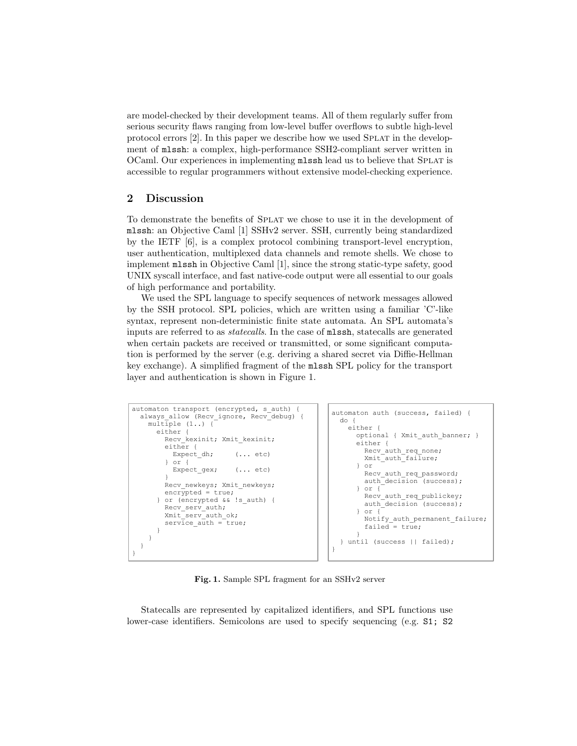are model-checked by their development teams. All of them regularly suffer from serious security flaws ranging from low-level buffer overflows to subtle high-level protocol errors [2]. In this paper we describe how we used SPLAT in the development of `mlssh`: a complex, high-performance SSH2-compliant server written in OCaml. Our experiences in implementing `mlssh` lead us to believe that SPLAT is accessible to regular programmers without extensive model-checking experience.

## 2 Discussion

To demonstrate the benefits of SPLAT we chose to use it in the development of `mlssh`: an Objective Caml [1] SSHv2 server. SSH, currently being standardized by the IETF [6], is a complex protocol combining transport-level encryption, user authentication, multiplexed data channels and remote shells. We chose to implement `mlssh` in Objective Caml [1], since the strong static-type safety, good UNIX syscall interface, and fast native-code output were all essential to our goals of high performance and portability.

We used the SPL language to specify sequences of network messages allowed by the SSH protocol. SPL policies, which are written using a familiar 'C'-like syntax, represent non-deterministic finite state automata. An SPL automata's inputs are referred to as *statecalls*. In the case of `mlssh`, statecalls are generated when certain packets are received or transmitted, or some significant computation is performed by the server (e.g. deriving a shared secret via Diffie-Hellman key exchange). A simplified fragment of the `mlssh` SPL policy for the transport layer and authentication is shown in Figure 1.

```
automaton transport (encrypted, s_auth) {
  always_allow (Recv_ignore, Recv_debug) {
    multiple (1..) {
      either {
        Recv_kexinit; Xmit_kexinit;
        either {
          Expect_dh;      (... etc)
        } or {
          Expect_gex;     (... etc)
        }
        Recv_newkeys; Xmit_newkeys;
        encrypted = true;
      } or (encrypted && !s_auth) {
        Recv_serv_auth;
        Xmit_serv_auth_ok;
        service_auth = true;
      }
    }
  }
}
```

```
automaton auth (success, failed) {
  do {
    either {
      optional { Xmit_auth_banner; }
      either {
        Recv_auth_req_none;
        Xmit_auth_failure;
      } or
        Recv_auth_req_password;
        auth_decision (success);
      } or {
        Recv_auth_req_publickey;
        auth_decision (success);
      } or {
        Notify_auth_permanent_failure;
        failed = true;
      }
  } until (success || failed);
}
```

**Fig. 1.** Sample SPL fragment for an SSHv2 server

Statecalls are represented by capitalized identifiers, and SPL functions use lower-case identifiers. Semicolons are used to specify sequencing (e.g. `S1; S2`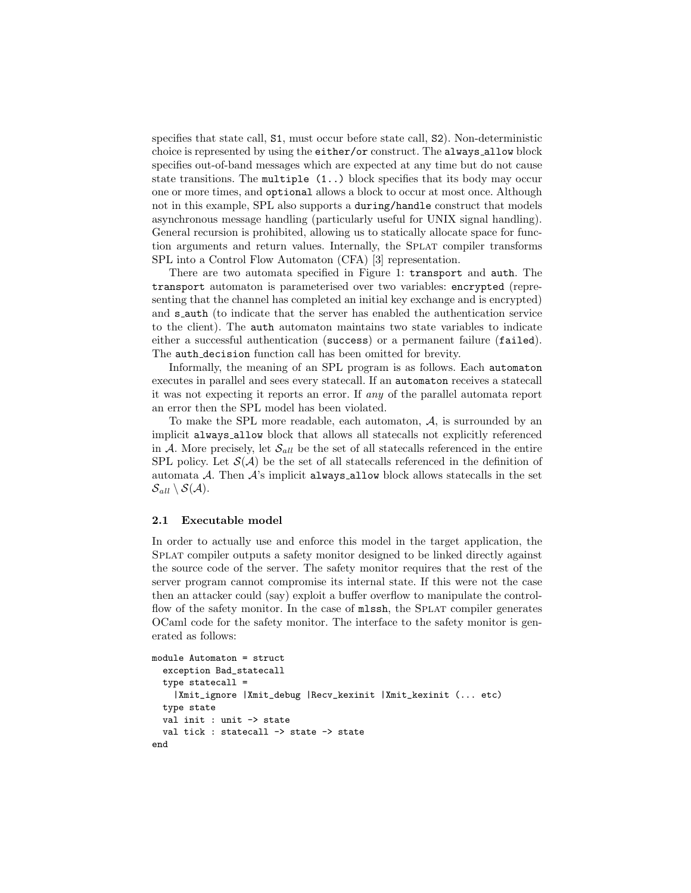specifies that state call, `S1`, must occur before state call, `S2`). Non-deterministic choice is represented by using the `either/or` construct. The `always_allow` block specifies out-of-band messages which are expected at any time but do not cause state transitions. The `multiple (1..)` block specifies that its body may occur one or more times, and `optional` allows a block to occur at most once. Although not in this example, SPL also supports a `during/handle` construct that models asynchronous message handling (particularly useful for UNIX signal handling). General recursion is prohibited, allowing us to statically allocate space for function arguments and return values. Internally, the Splat compiler transforms SPL into a Control Flow Automaton (CFA) [3] representation.

There are two automata specified in Figure 1: `transport` and `auth`. The `transport` automaton is parameterised over two variables: `encrypted` (representing that the channel has completed an initial key exchange and is encrypted) and `s_auth` (to indicate that the server has enabled the authentication service to the client). The `auth` automaton maintains two state variables to indicate either a successful authentication (`success`) or a permanent failure (`failed`). The `auth_decision` function call has been omitted for brevity.

Informally, the meaning of an SPL program is as follows. Each `automaton` executes in parallel and sees every statecall. If an `automaton` receives a statecall it was not expecting it reports an error. If *any* of the parallel automata report an error then the SPL model has been violated.

To make the SPL more readable, each automaton, $\mathcal{A}$, is surrounded by an implicit `always_allow` block that allows all statecalls not explicitly referenced in $\mathcal{A}$. More precisely, let $\mathcal{S}_{all}$ be the set of all statecalls referenced in the entire SPL policy. Let $\mathcal{S}(\mathcal{A})$ be the set of all statecalls referenced in the definition of automata $\mathcal{A}$. Then $\mathcal{A}$'s implicit `always_allow` block allows statecalls in the set $\mathcal{S}_{all} \setminus \mathcal{S}(\mathcal{A})$.

### 2.1 Executable model

In order to actually use and enforce this model in the target application, the Splat compiler outputs a safety monitor designed to be linked directly against the source code of the server. The safety monitor requires that the rest of the server program cannot compromise its internal state. If this were not the case then an attacker could (say) exploit a buffer overflow to manipulate the control-flow of the safety monitor. In the case of `mlssh`, the Splat compiler generates OCaml code for the safety monitor. The interface to the safety monitor is generated as follows:

```
module Automaton = struct
  exception Bad_statecall
  type statecall =
    |Xmit_ignore |Xmit_debug |Recv_kexinit |Xmit_kexinit (... etc)
  type state
  val init : unit -> state
  val tick : statecall -> state -> state
end
```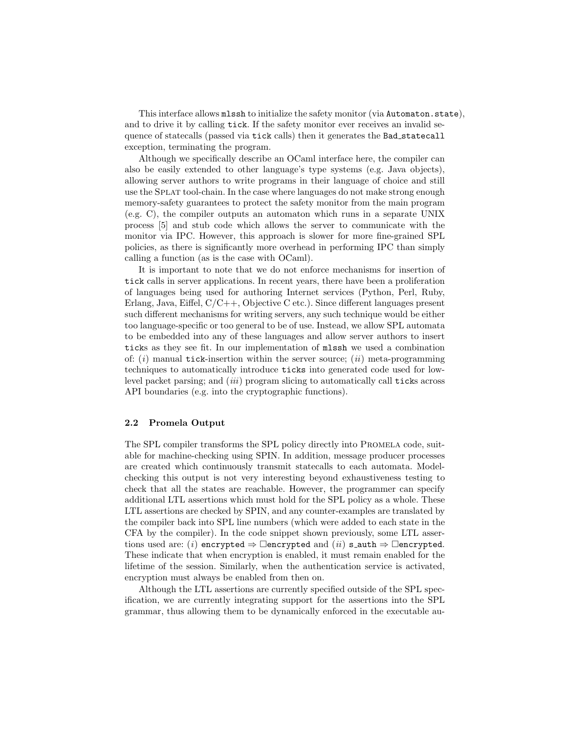This interface allows `mlssh` to initialize the safety monitor (via `Automaton.state`), and to drive it by calling `tick`. If the safety monitor ever receives an invalid sequence of statecalls (passed via `tick` calls) then it generates the `Bad_statecall` exception, terminating the program.

Although we specifically describe an OCaml interface here, the compiler can also be easily extended to other language's type systems (e.g. Java objects), allowing server authors to write programs in their language of choice and still use the SPLAT tool-chain. In the case where languages do not make strong enough memory-safety guarantees to protect the safety monitor from the main program (e.g. C), the compiler outputs an automaton which runs in a separate UNIX process [5] and stub code which allows the server to communicate with the monitor via IPC. However, this approach is slower for more fine-grained SPL policies, as there is significantly more overhead in performing IPC than simply calling a function (as is the case with OCaml).

It is important to note that we do not enforce mechanisms for insertion of `tick` calls in server applications. In recent years, there have been a proliferation of languages being used for authoring Internet services (Python, Perl, Ruby, Erlang, Java, Eiffel, C/C++, Objective C etc.). Since different languages present such different mechanisms for writing servers, any such technique would be either too language-specific or too general to be of use. Instead, we allow SPL automata to be embedded into any of these languages and allow server authors to insert `tick`s as they see fit. In our implementation of `mlssh` we used a combination of: (*i*) manual `tick`-insertion within the server source; (*ii*) meta-programming techniques to automatically introduce `tick`s into generated code used for low-level packet parsing; and (*iii*) program slicing to automatically call `tick`s across API boundaries (e.g. into the cryptographic functions).

### 2.2 Promela Output

The SPL compiler transforms the SPL policy directly into PROMELA code, suitable for machine-checking using SPIN. In addition, message producer processes are created which continuously transmit statecalls to each automata. Model-checking this output is not very interesting beyond exhaustiveness testing to check that all the states are reachable. However, the programmer can specify additional LTL assertions which must hold for the SPL policy as a whole. These LTL assertions are checked by SPIN, and any counter-examples are translated by the compiler back into SPL line numbers (which were added to each state in the CFA by the compiler). In the code snippet shown previously, some LTL assertions used are: (*i*) `encrypted` $\Rightarrow \Box$`encrypted` and (*ii*) `s_auth` $\Rightarrow \Box$`encrypted`. These indicate that when encryption is enabled, it must remain enabled for the lifetime of the session. Similarly, when the authentication service is activated, encryption must always be enabled from then on.

Although the LTL assertions are currently specified outside of the SPL specification, we are currently integrating support for the assertions into the SPL grammar, thus allowing them to be dynamically enforced in the executable au-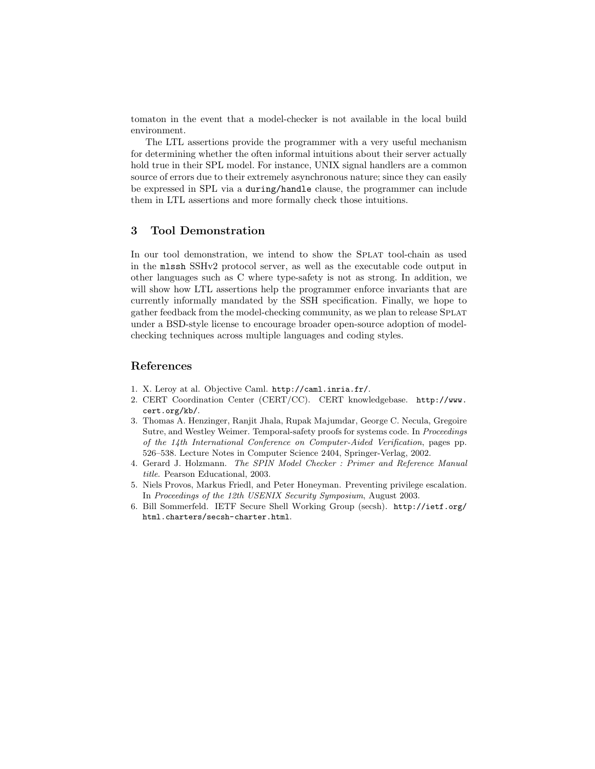tomaton in the event that a model-checker is not available in the local build environment.

The LTL assertions provide the programmer with a very useful mechanism for determining whether the often informal intuitions about their server actually hold true in their SPL model. For instance, UNIX signal handlers are a common source of errors due to their extremely asynchronous nature; since they can easily be expressed in SPL via a `during/handle` clause, the programmer can include them in LTL assertions and more formally check those intuitions.

## 3 Tool Demonstration

In our tool demonstration, we intend to show the Splat tool-chain as used in the `mlssh` SSHv2 protocol server, as well as the executable code output in other languages such as C where type-safety is not as strong. In addition, we will show how LTL assertions help the programmer enforce invariants that are currently informally mandated by the SSH specification. Finally, we hope to gather feedback from the model-checking community, as we plan to release Splat under a BSD-style license to encourage broader open-source adoption of model-checking techniques across multiple languages and coding styles.

## References

1. X. Leroy at al. Objective Caml. `http://caml.inria.fr/`.
2. CERT Coordination Center (CERT/CC). CERT knowledgebase. `http://www.cert.org/kb/`.
3. Thomas A. Henzinger, Ranjit Jhala, Rupak Majumdar, George C. Necula, Gregoire Sutre, and Westley Weimer. Temporal-safety proofs for systems code. In *Proceedings of the 14th International Conference on Computer-Aided Verification*, pages pp. 526–538. Lecture Notes in Computer Science 2404, Springer-Verlag, 2002.
4. Gerard J. Holzmann. *The SPIN Model Checker : Primer and Reference Manual title*. Pearson Educational, 2003.
5. Niels Provos, Markus Friedl, and Peter Honeyman. Preventing privilege escalation. In *Proceedings of the 12th USENIX Security Symposium*, August 2003.
6. Bill Sommerfeld. IETF Secure Shell Working Group (secsh). `http://ietf.org/html.charters/secsh-charter.html`.